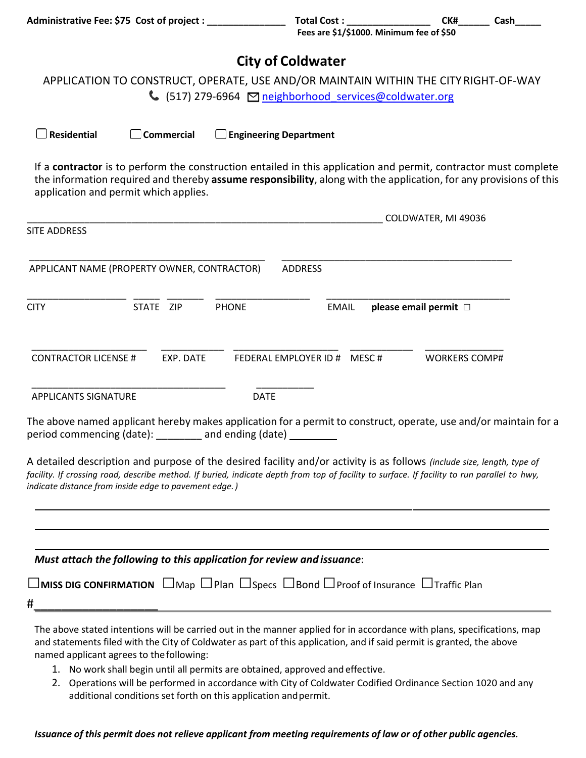**Administrative Fee: $75 Cost of project : _______________ Total Cost : ________________ CK#______ Cash_____**
**Fees are $1/$1000. Minimum fee of $50**

# City of Coldwater

APPLICATION TO CONSTRUCT, OPERATE, USE AND/OR MAINTAIN WITHIN THE CITY RIGHT-OF-WAY

(517) 279-6964 neighborhood_services@coldwater.org

☐ **Residential** ☐ **Commercial** ☐ **Engineering Department**

If a **contractor** is to perform the construction entailed in this application and permit, contractor must complete the information required and thereby **assume responsibility**, along with the application, for any provisions of this application and permit which applies.

_________________________________________________________________ COLDWATER, MI 49036

SITE ADDRESS

____________________________________________ ____________________________________________

APPLICANT NAME (PROPERTY OWNER, CONTRACTOR) ADDRESS

__________________ _____ _______ _________________ __________________________________

CITY STATE ZIP PHONE EMAIL **please email permit** ☐

_____________________ ___________ ___________________ ___________ ______________

CONTRACTOR LICENSE # EXP. DATE FEDERAL EMPLOYER ID # MESC # WORKERS COMP#

___________________________________ ___________

APPLICANTS SIGNATURE DATE

The above named applicant hereby makes application for a permit to construct, operate, use and/or maintain for a period commencing (date): ________ and ending (date) _________

A detailed description and purpose of the desired facility and/or activity is as follows *(include size, length, type of facility. If crossing road, describe method. If buried, indicate depth from top of facility to surface. If facility to run parallel to hwy, indicate distance from inside edge to pavement edge.)*

______________________________________________________________________________

______________________________________________________________________________

______________________________________________________________________________

***Must attach the following to this application for review and issuance***:

☐ **MISS DIG CONFIRMATION** ☐ Map ☐ Plan ☐ Specs ☐ Bond ☐ Proof of Insurance ☐ Traffic Plan

#______________________

The above stated intentions will be carried out in the manner applied for in accordance with plans, specifications, map and statements filed with the City of Coldwater as part of this application, and if said permit is granted, the above named applicant agrees to the following:

1. No work shall begin until all permits are obtained, approved and effective.
2. Operations will be performed in accordance with City of Coldwater Codified Ordinance Section 1020 and any additional conditions set forth on this application and permit.

***Issuance of this permit does not relieve applicant from meeting requirements of law or of other public agencies.***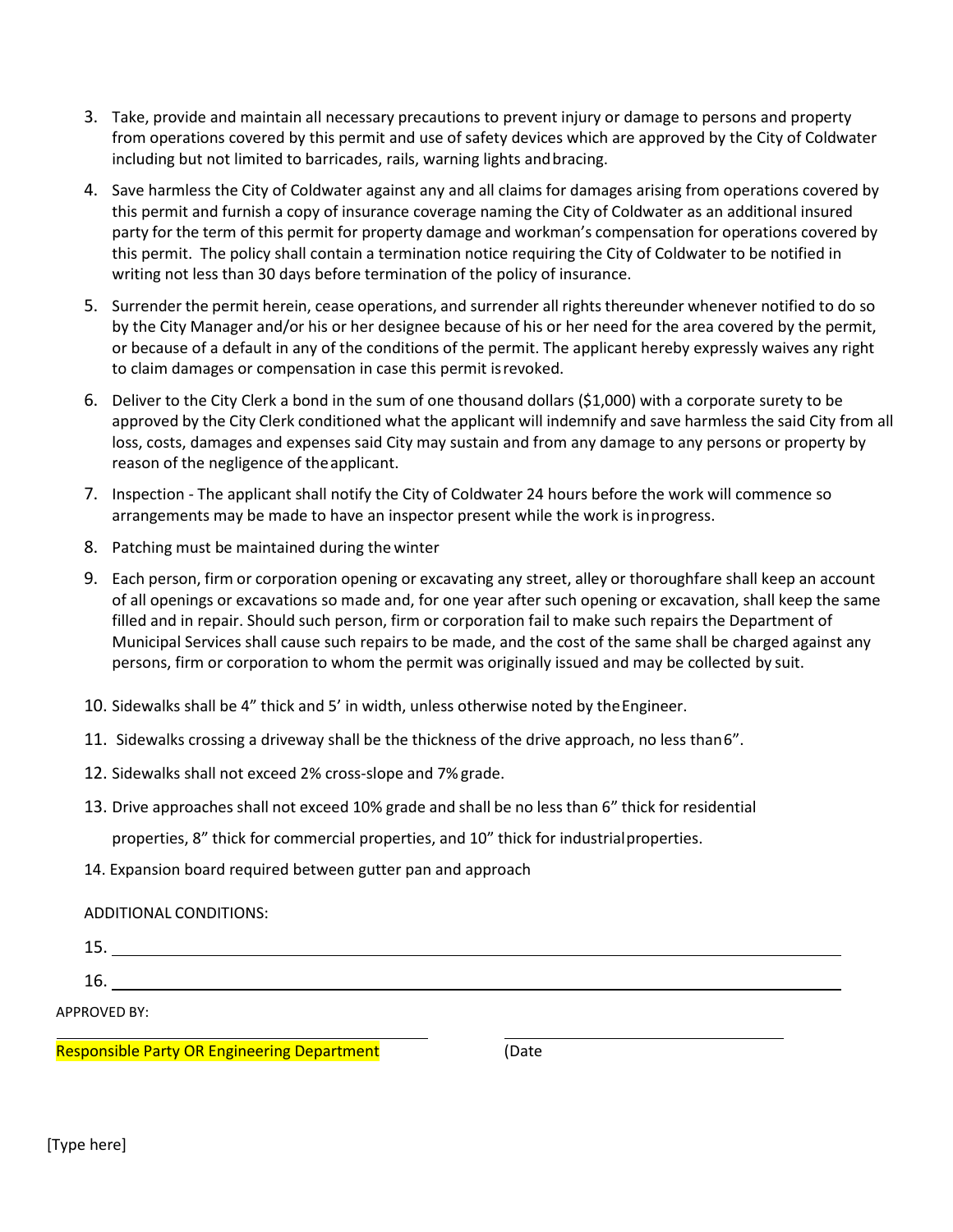3. Take, provide and maintain all necessary precautions to prevent injury or damage to persons and property from operations covered by this permit and use of safety devices which are approved by the City of Coldwater including but not limited to barricades, rails, warning lights and bracing.
4. Save harmless the City of Coldwater against any and all claims for damages arising from operations covered by this permit and furnish a copy of insurance coverage naming the City of Coldwater as an additional insured party for the term of this permit for property damage and workman's compensation for operations covered by this permit. The policy shall contain a termination notice requiring the City of Coldwater to be notified in writing not less than 30 days before termination of the policy of insurance.
5. Surrender the permit herein, cease operations, and surrender all rights thereunder whenever notified to do so by the City Manager and/or his or her designee because of his or her need for the area covered by the permit, or because of a default in any of the conditions of the permit. The applicant hereby expressly waives any right to claim damages or compensation in case this permit is revoked.
6. Deliver to the City Clerk a bond in the sum of one thousand dollars ($1,000) with a corporate surety to be approved by the City Clerk conditioned what the applicant will indemnify and save harmless the said City from all loss, costs, damages and expenses said City may sustain and from any damage to any persons or property by reason of the negligence of the applicant.
7. Inspection - The applicant shall notify the City of Coldwater 24 hours before the work will commence so arrangements may be made to have an inspector present while the work is in progress.
8. Patching must be maintained during the winter
9. Each person, firm or corporation opening or excavating any street, alley or thoroughfare shall keep an account of all openings or excavations so made and, for one year after such opening or excavation, shall keep the same filled and in repair. Should such person, firm or corporation fail to make such repairs the Department of Municipal Services shall cause such repairs to be made, and the cost of the same shall be charged against any persons, firm or corporation to whom the permit was originally issued and may be collected by suit.
10. Sidewalks shall be 4" thick and 5' in width, unless otherwise noted by the Engineer.
11. Sidewalks crossing a driveway shall be the thickness of the drive approach, no less than 6".
12. Sidewalks shall not exceed 2% cross-slope and 7% grade.
13. Drive approaches shall not exceed 10% grade and shall be no less than 6" thick for residential properties, 8" thick for commercial properties, and 10" thick for industrial properties.
14. Expansion board required between gutter pan and approach

ADDITIONAL CONDITIONS:

15. \_\_\_\_\_\_\_\_\_\_\_\_\_\_\_\_\_\_\_\_\_\_\_\_\_\_\_\_\_\_\_\_\_\_\_\_\_\_\_\_

16. \_\_\_\_\_\_\_\_\_\_\_\_\_\_\_\_\_\_\_\_\_\_\_\_\_\_\_\_\_\_\_\_\_\_\_\_\_\_\_\_

APPROVED BY:

\_\_\_\_\_\_\_\_\_\_\_\_\_\_\_\_\_\_\_\_\_\_\_\_\_\_\_\_\_\_\_\_ \_\_\_\_\_\_\_\_\_\_\_\_\_\_\_\_\_\_\_\_\_\_\_\_

Responsible Party OR Engineering Department (Date

[Type here]